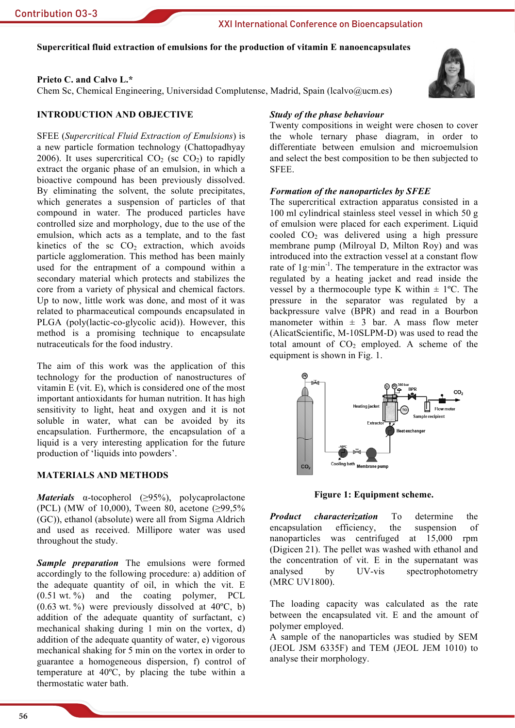# Supercritical fluid extraction of emulsions for the production of vitamin E nanoencapsulates

**Prieto C. and Calvo L.***

Chem Sc, Chemical Engineering, Universidad Complutense, Madrid, Spain (lcalvo@ucm.es)

## INTRODUCTION AND OBJECTIVE

SFEE (*Supercritical Fluid Extraction of Emulsions*) is a new particle formation technology (Chattopadhyay 2006). It uses supercritical $CO_2$ (sc $CO_2$) to rapidly extract the organic phase of an emulsion, in which a bioactive compound has been previously dissolved. By eliminating the solvent, the solute precipitates, which generates a suspension of particles of that compound in water. The produced particles have controlled size and morphology, due to the use of the emulsion, which acts as a template, and to the fast kinetics of the sc $CO_2$ extraction, which avoids particle agglomeration. This method has been mainly used for the entrapment of a compound within a secondary material which protects and stabilizes the core from a variety of physical and chemical factors. Up to now, little work was done, and most of it was related to pharmaceutical compounds encapsulated in PLGA (poly(lactic-co-glycolic acid)). However, this method is a promising technique to encapsulate nutraceuticals for the food industry.

The aim of this work was the application of this technology for the production of nanostructures of vitamin E (vit. E), which is considered one of the most important antioxidants for human nutrition. It has high sensitivity to light, heat and oxygen and it is not soluble in water, what can be avoided by its encapsulation. Furthermore, the encapsulation of a liquid is a very interesting application for the future production of 'liquids into powders'.

## MATERIALS AND METHODS

***Materials*** α-tocopherol (≥95%), polycaprolactone (PCL) (MW of 10,000), Tween 80, acetone (≥99,5% (GC)), ethanol (absolute) were all from Sigma Aldrich and used as received. Millipore water was used throughout the study.

***Sample preparation*** The emulsions were formed accordingly to the following procedure: a) addition of the adequate quantity of oil, in which the vit. E (0.51 wt. %) and the coating polymer, PCL (0.63 wt. %) were previously dissolved at 40ºC, b) addition of the adequate quantity of surfactant, c) mechanical shaking during 1 min on the vortex, d) addition of the adequate quantity of water, e) vigorous mechanical shaking for 5 min on the vortex in order to guarantee a homogeneous dispersion, f) control of temperature at 40ºC, by placing the tube within a thermostatic water bath.

***Study of the phase behaviour***

Twenty compositions in weight were chosen to cover the whole ternary phase diagram, in order to differentiate between emulsion and microemulsion and select the best composition to be then subjected to SFEE.

***Formation of the nanoparticles by SFEE***

The supercritical extraction apparatus consisted in a 100 ml cylindrical stainless steel vessel in which 50 g of emulsion were placed for each experiment. Liquid cooled $CO_2$ was delivered using a high pressure membrane pump (Milroyal D, Milton Roy) and was introduced into the extraction vessel at a constant flow rate of $1 g \cdot min^{-1}$. The temperature in the extractor was regulated by a heating jacket and read inside the vessel by a thermocouple type K within ± 1ºC. The pressure in the separator was regulated by a backpressure valve (BPR) and read in a Bourbon manometer within ± 3 bar. A mass flow meter (AlicatScientific, M-10SLPM-D) was used to read the total amount of $CO_2$ employed. A scheme of the equipment is shown in Fig. 1.

**Figure 1: Equipment scheme.**

***Product characterization*** To determine the encapsulation efficiency, the suspension of nanoparticles was centrifuged at 15,000 rpm (Digicen 21). The pellet was washed with ethanol and the concentration of vit. E in the supernatant was analysed by UV-vis spectrophotometry (MRC UV1800).

The loading capacity was calculated as the rate between the encapsulated vit. E and the amount of polymer employed.

A sample of the nanoparticles was studied by SEM (JEOL JSM 6335F) and TEM (JEOL JEM 1010) to analyse their morphology.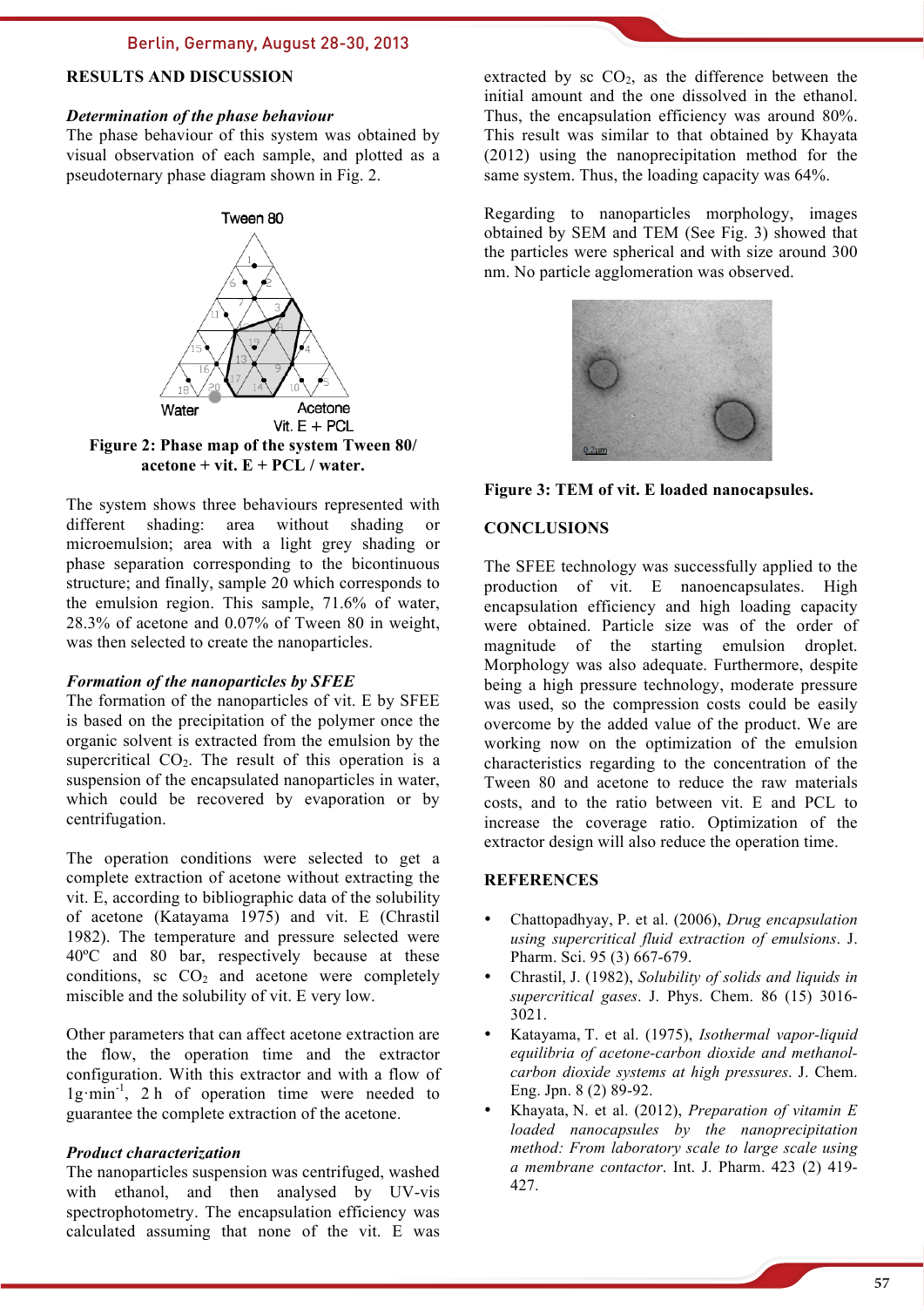## RESULTS AND DISCUSSION

### *Determination of the phase behaviour*

The phase behaviour of this system was obtained by visual observation of each sample, and plotted as a pseudoternary phase diagram shown in Fig. 2.

Tween 80

Water

Acetone

Vit. E + PCL

1 2 3 4 5 6 7 8 9 10 11 13 14 15 16 17 18 19 20

**Figure 2: Phase map of the system Tween 80/ acetone + vit. E + PCL / water.**

The system shows three behaviours represented with different shading: area without shading or microemulsion; area with a light grey shading or phase separation corresponding to the bicontinuous structure; and finally, sample 20 which corresponds to the emulsion region. This sample, 71.6% of water, 28.3% of acetone and 0.07% of Tween 80 in weight, was then selected to create the nanoparticles.

### *Formation of the nanoparticles by SFEE*

The formation of the nanoparticles of vit. E by SFEE is based on the precipitation of the polymer once the organic solvent is extracted from the emulsion by the supercritical $CO_2$. The result of this operation is a suspension of the encapsulated nanoparticles in water, which could be recovered by evaporation or by centrifugation.

The operation conditions were selected to get a complete extraction of acetone without extracting the vit. E, according to bibliographic data of the solubility of acetone (Katayama 1975) and vit. E (Chrastil 1982). The temperature and pressure selected were 40ºC and 80 bar, respectively because at these conditions, sc $CO_2$ and acetone were completely miscible and the solubility of vit. E very low.

Other parameters that can affect acetone extraction are the flow, the operation time and the extractor configuration. With this extractor and with a flow of $1 g \cdot min^{-1}$, 2 h of operation time were needed to guarantee the complete extraction of the acetone.

### *Product characterization*

The nanoparticles suspension was centrifuged, washed with ethanol, and then analysed by UV-vis spectrophotometry. The encapsulation efficiency was calculated assuming that none of the vit. E was extracted by sc $CO_2$, as the difference between the initial amount and the one dissolved in the ethanol. Thus, the encapsulation efficiency was around 80%. This result was similar to that obtained by Khayata (2012) using the nanoprecipitation method for the same system. Thus, the loading capacity was 64%.

Regarding to nanoparticles morphology, images obtained by SEM and TEM (See Fig. 3) showed that the particles were spherical and with size around 300 nm. No particle agglomeration was observed.

0.2µm

**Figure 3: TEM of vit. E loaded nanocapsules.**

## CONCLUSIONS

The SFEE technology was successfully applied to the production of vit. E nanoencapsulates. High encapsulation efficiency and high loading capacity were obtained. Particle size was of the order of magnitude of the starting emulsion droplet. Morphology was also adequate. Furthermore, despite being a high pressure technology, moderate pressure was used, so the compression costs could be easily overcome by the added value of the product. We are working now on the optimization of the emulsion characteristics regarding to the concentration of the Tween 80 and acetone to reduce the raw materials costs, and to the ratio between vit. E and PCL to increase the coverage ratio. Optimization of the extractor design will also reduce the operation time.

## REFERENCES

- Chattopadhyay, P. et al. (2006), *Drug encapsulation using supercritical fluid extraction of emulsions*. J. Pharm. Sci. 95 (3) 667-679.
- Chrastil, J. (1982), *Solubility of solids and liquids in supercritical gases*. J. Phys. Chem. 86 (15) 3016-3021.
- Katayama, T. et al. (1975), *Isothermal vapor-liquid equilibria of acetone-carbon dioxide and methanol-carbon dioxide systems at high pressures*. J. Chem. Eng. Jpn. 8 (2) 89-92.
- Khayata, N. et al. (2012), *Preparation of vitamin E loaded nanocapsules by the nanoprecipitation method: From laboratory scale to large scale using a membrane contactor*. Int. J. Pharm. 423 (2) 419-427.